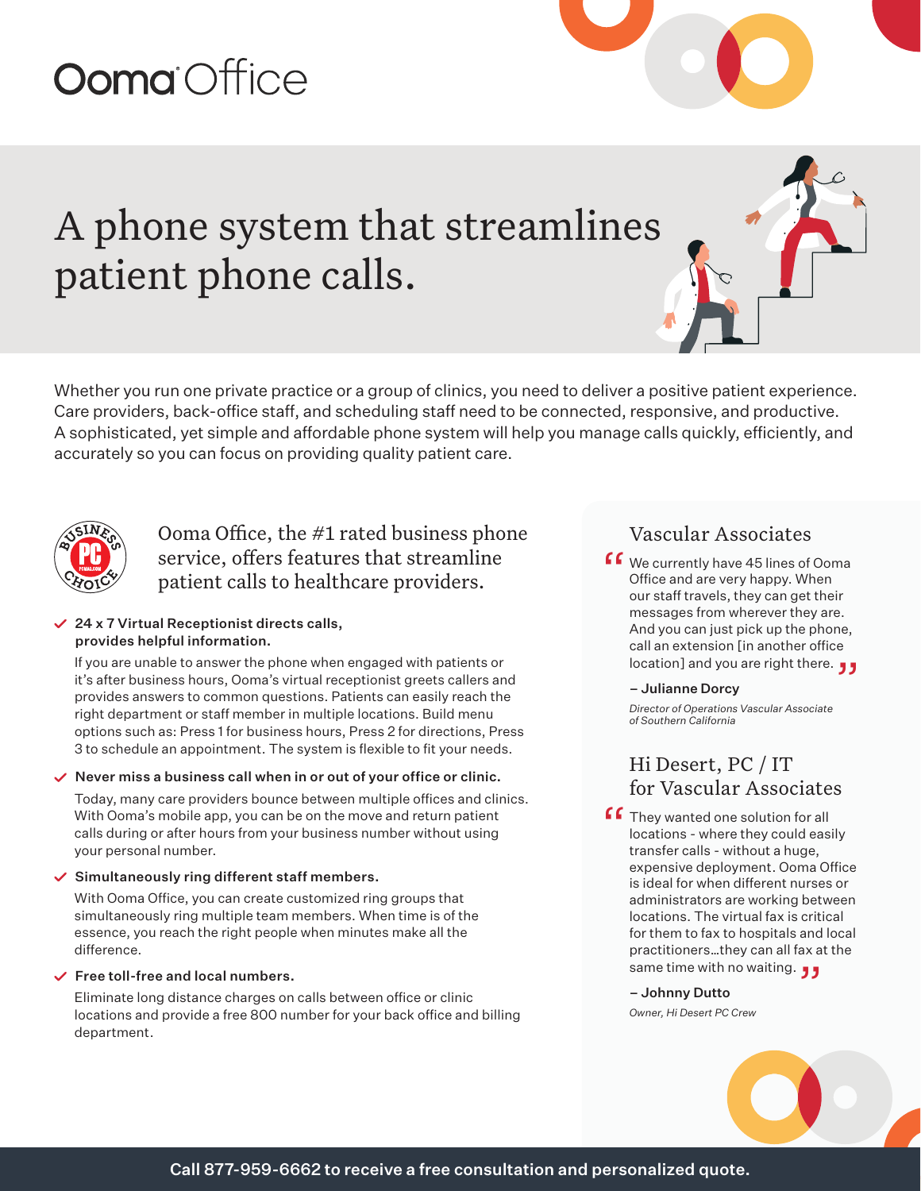Ooma Office

# A phone system that streamlines patient phone calls.

Whether you run one private practice or a group of clinics, you need to deliver a positive patient experience. Care providers, back-office staff, and scheduling staff need to be connected, responsive, and productive. A sophisticated, yet simple and affordable phone system will help you manage calls quickly, efficiently, and accurately so you can focus on providing quality patient care.

## Ooma Office, the #1 rated business phone service, offers features that streamline patient calls to healthcare providers.

- **24 x 7 Virtual Receptionist directs calls, provides helpful information.**

  If you are unable to answer the phone when engaged with patients or it's after business hours, Ooma's virtual receptionist greets callers and provides answers to common questions. Patients can easily reach the right department or staff member in multiple locations. Build menu options such as: Press 1 for business hours, Press 2 for directions, Press 3 to schedule an appointment. The system is flexible to fit your needs.

- **Never miss a business call when in or out of your office or clinic.**

  Today, many care providers bounce between multiple offices and clinics. With Ooma's mobile app, you can be on the move and return patient calls during or after hours from your business number without using your personal number.

- **Simultaneously ring different staff members.**

  With Ooma Office, you can create customized ring groups that simultaneously ring multiple team members. When time is of the essence, you reach the right people when minutes make all the difference.

- **Free toll-free and local numbers.**

  Eliminate long distance charges on calls between office or clinic locations and provide a free 800 number for your back office and billing department.

### Vascular Associates

> "We currently have 45 lines of Ooma Office and are very happy. When our staff travels, they can get their messages from wherever they are. And you can just pick up the phone, call an extension [in another office location] and you are right there."

**– Julianne Dorcy**

*Director of Operations Vascular Associate of Southern California*

### Hi Desert, PC / IT for Vascular Associates

> "They wanted one solution for all locations - where they could easily transfer calls - without a huge, expensive deployment. Ooma Office is ideal for when different nurses or administrators are working between locations. The virtual fax is critical for them to fax to hospitals and local practitioners…they can all fax at the same time with no waiting."

**– Johnny Dutto**

*Owner, Hi Desert PC Crew*

**Call 877-959-6662 to receive a free consultation and personalized quote.**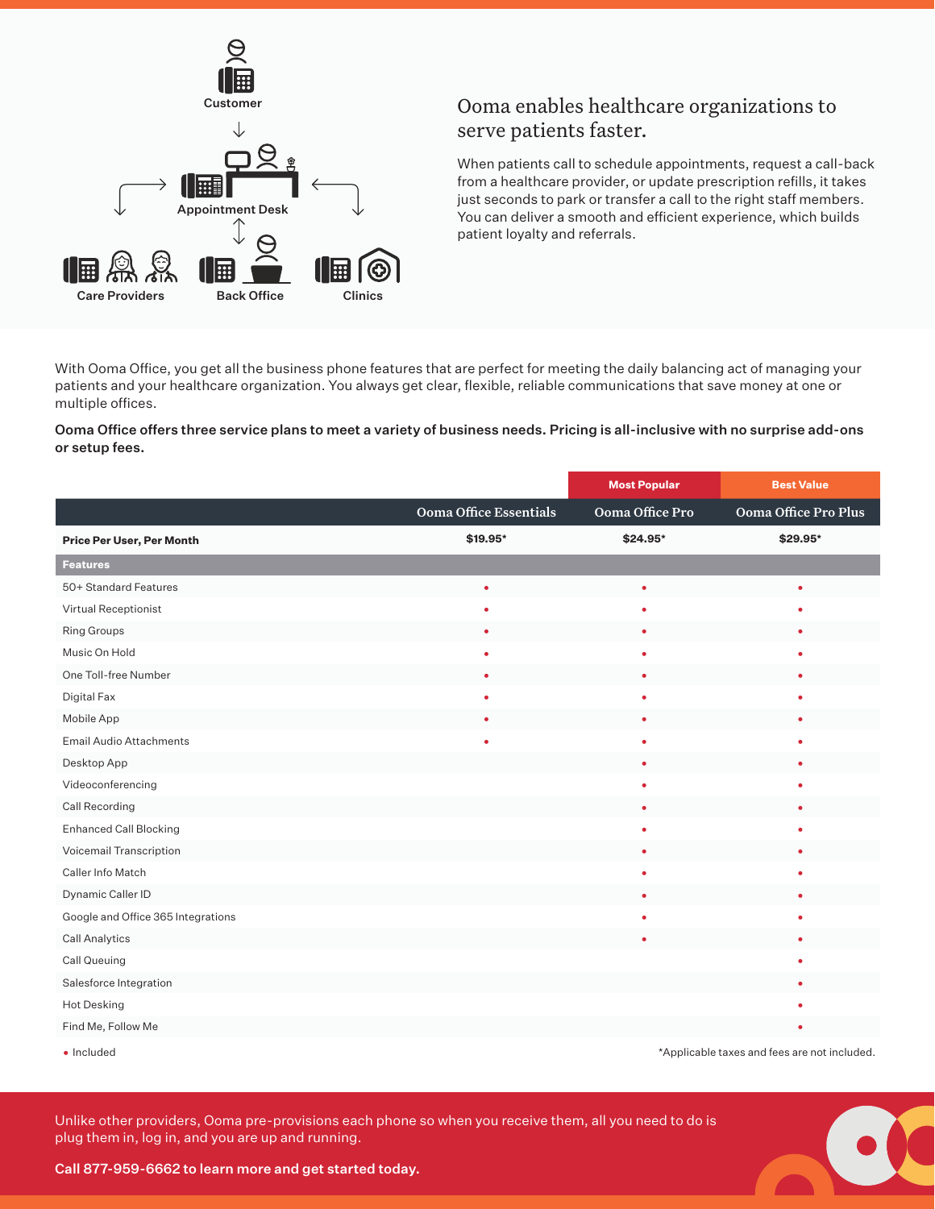Customer

Appointment Desk

Care Providers

Back Office

Clinics

## Ooma enables healthcare organizations to serve patients faster.

When patients call to schedule appointments, request a call-back from a healthcare provider, or update prescription refills, it takes just seconds to park or transfer a call to the right staff members. You can deliver a smooth and efficient experience, which builds patient loyalty and referrals.

With Ooma Office, you get all the business phone features that are perfect for meeting the daily balancing act of managing your patients and your healthcare organization. You always get clear, flexible, reliable communications that save money at one or multiple offices.

**Ooma Office offers three service plans to meet a variety of business needs. Pricing is all-inclusive with no surprise add-ons or setup fees.**

| | | Most Popular | Best Value |
|---|---|---|---|
| | **Ooma Office Essentials** | **Ooma Office Pro** | **Ooma Office Pro Plus** |
| **Price Per User, Per Month** | **$19.95*** | **$24.95*** | **$29.95*** |
| **Features** | | | |
| 50+ Standard Features | • | • | • |
| Virtual Receptionist | • | • | • |
| Ring Groups | • | • | • |
| Music On Hold | • | • | • |
| One Toll-free Number | • | • | • |
| Digital Fax | • | • | • |
| Mobile App | • | • | • |
| Email Audio Attachments | • | • | • |
| Desktop App | | • | • |
| Videoconferencing | | • | • |
| Call Recording | | • | • |
| Enhanced Call Blocking | | • | • |
| Voicemail Transcription | | • | • |
| Caller Info Match | | • | • |
| Dynamic Caller ID | | • | • |
| Google and Office 365 Integrations | | • | • |
| Call Analytics | | • | • |
| Call Queuing | | | • |
| Salesforce Integration | | | • |
| Hot Desking | | | • |
| Find Me, Follow Me | | | • |

• Included

*Applicable taxes and fees are not included.

Unlike other providers, Ooma pre-provisions each phone so when you receive them, all you need to do is plug them in, log in, and you are up and running.

**Call 877-959-6662 to learn more and get started today.**